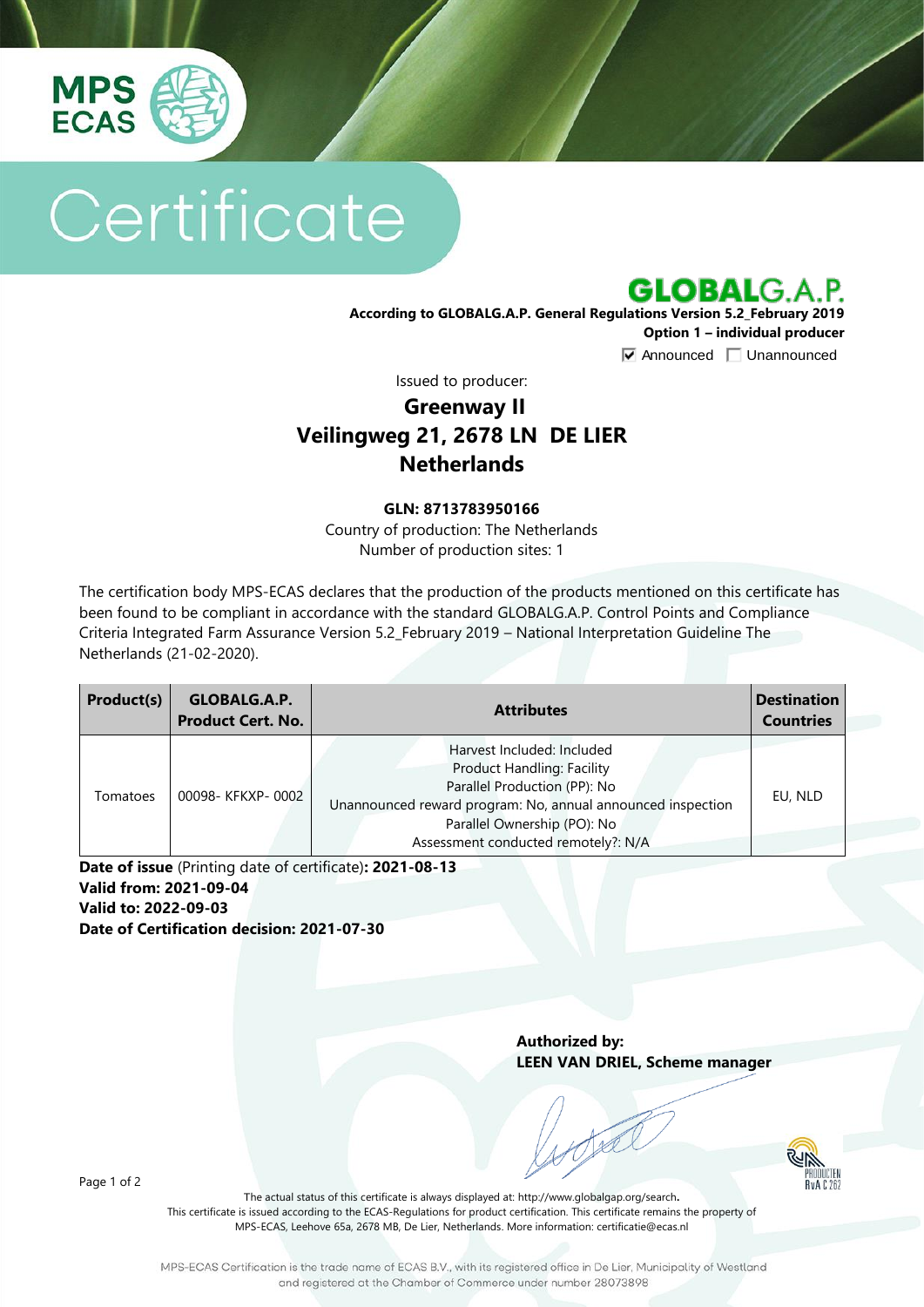MPS ECAS

# Certificate

GLOBALG.A.P.

**According to GLOBALG.A.P. General Regulations Version 5.2_February 2019**
**Option 1 – individual producer**

☑ Announced ☐ Unannounced

Issued to producer:

## Greenway II
## Veilingweg 21, 2678 LN DE LIER
## Netherlands

**GLN: 8713783950166**

Country of production: The Netherlands
Number of production sites: 1

The certification body MPS-ECAS declares that the production of the products mentioned on this certificate has been found to be compliant in accordance with the standard GLOBALG.A.P. Control Points and Compliance Criteria Integrated Farm Assurance Version 5.2_February 2019 – National Interpretation Guideline The Netherlands (21-02-2020).

| Product(s) | GLOBALG.A.P. Product Cert. No. | Attributes | Destination Countries |
|---|---|---|---|
| Tomatoes | 00098- KFKXP- 0002 | Harvest Included: Included<br>Product Handling: Facility<br>Parallel Production (PP): No<br>Unannounced reward program: No, annual announced inspection<br>Parallel Ownership (PO): No<br>Assessment conducted remotely?: N/A | EU, NLD |

**Date of issue** (Printing date of certificate)**: 2021-08-13**
**Valid from: 2021-09-04**
**Valid to: 2022-09-03**
**Date of Certification decision: 2021-07-30**

**Authorized by:**
**LEEN VAN DRIEL, Scheme manager**

The actual status of this certificate is always displayed at: http://www.globalgap.org/search.
This certificate is issued according to the ECAS-Regulations for product certification. This certificate remains the property of MPS-ECAS, Leehove 65a, 2678 MB, De Lier, Netherlands. More information: certificatie@ecas.nl

MPS-ECAS Certification is the trade name of ECAS B.V., with its registered office in De Lier, Municipality of Westland and registered at the Chamber of Commerce under number 28073898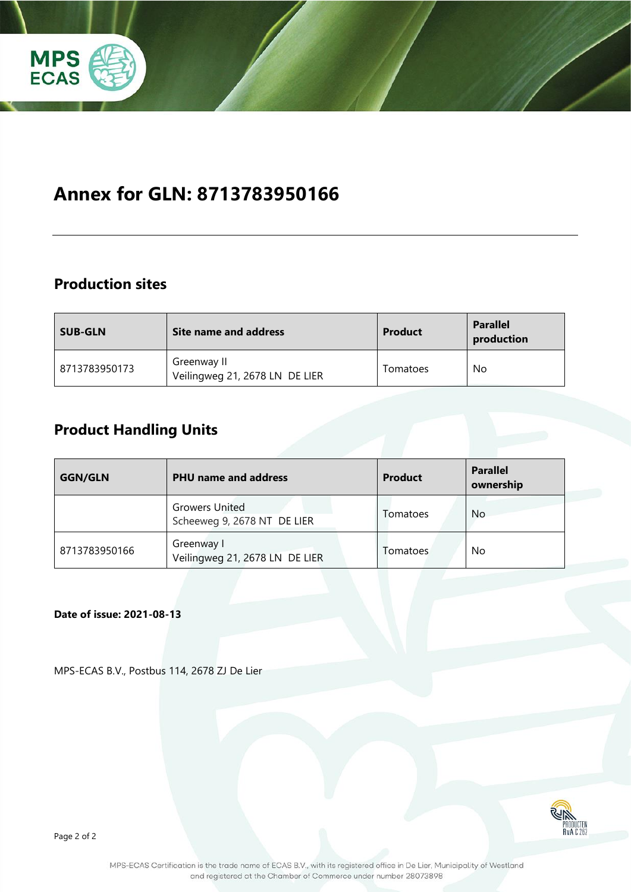# Annex for GLN: 8713783950166

## Production sites

| SUB-GLN | Site name and address | Product | Parallel production |
|---|---|---|---|
| 8713783950173 | Greenway II<br>Veilingweg 21, 2678 LN DE LIER | Tomatoes | No |

## Product Handling Units

| GGN/GLN | PHU name and address | Product | Parallel ownership |
|---|---|---|---|
| | Growers United<br>Scheeweg 9, 2678 NT DE LIER | Tomatoes | No |
| 8713783950166 | Greenway I<br>Veilingweg 21, 2678 LN DE LIER | Tomatoes | No |

**Date of issue: 2021-08-13**

MPS-ECAS B.V., Postbus 114, 2678 ZJ De Lier

MPS-ECAS Certification is the trade name of ECAS B.V., with its registered office in De Lier, Municipality of Westland and registered at the Chamber of Commerce under number 28073898